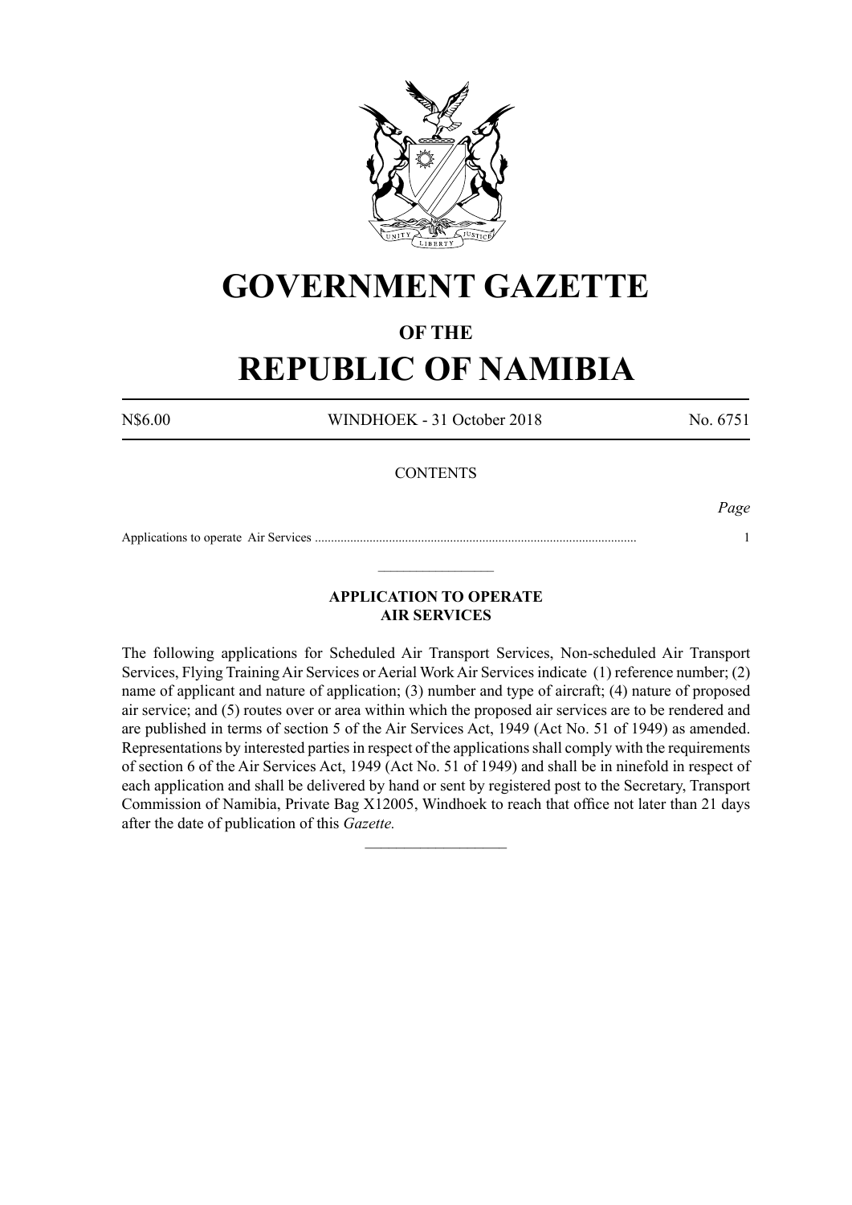# GOVERNMENT GAZETTE

## OF THE

# REPUBLIC OF NAMIBIA

N$6.00 WINDHOEK - 31 October 2018 No. 6751

CONTENTS

*Page*

Applications to operate Air Services .................................................................................................... 1

---

### APPLICATION TO OPERATE AIR SERVICES

The following applications for Scheduled Air Transport Services, Non-scheduled Air Transport Services, Flying Training Air Services or Aerial Work Air Services indicate (1) reference number; (2) name of applicant and nature of application; (3) number and type of aircraft; (4) nature of proposed air service; and (5) routes over or area within which the proposed air services are to be rendered and are published in terms of section 5 of the Air Services Act, 1949 (Act No. 51 of 1949) as amended. Representations by interested parties in respect of the applications shall comply with the requirements of section 6 of the Air Services Act, 1949 (Act No. 51 of 1949) and shall be in ninefold in respect of each application and shall be delivered by hand or sent by registered post to the Secretary, Transport Commission of Namibia, Private Bag X12005, Windhoek to reach that office not later than 21 days after the date of publication of this *Gazette.*

---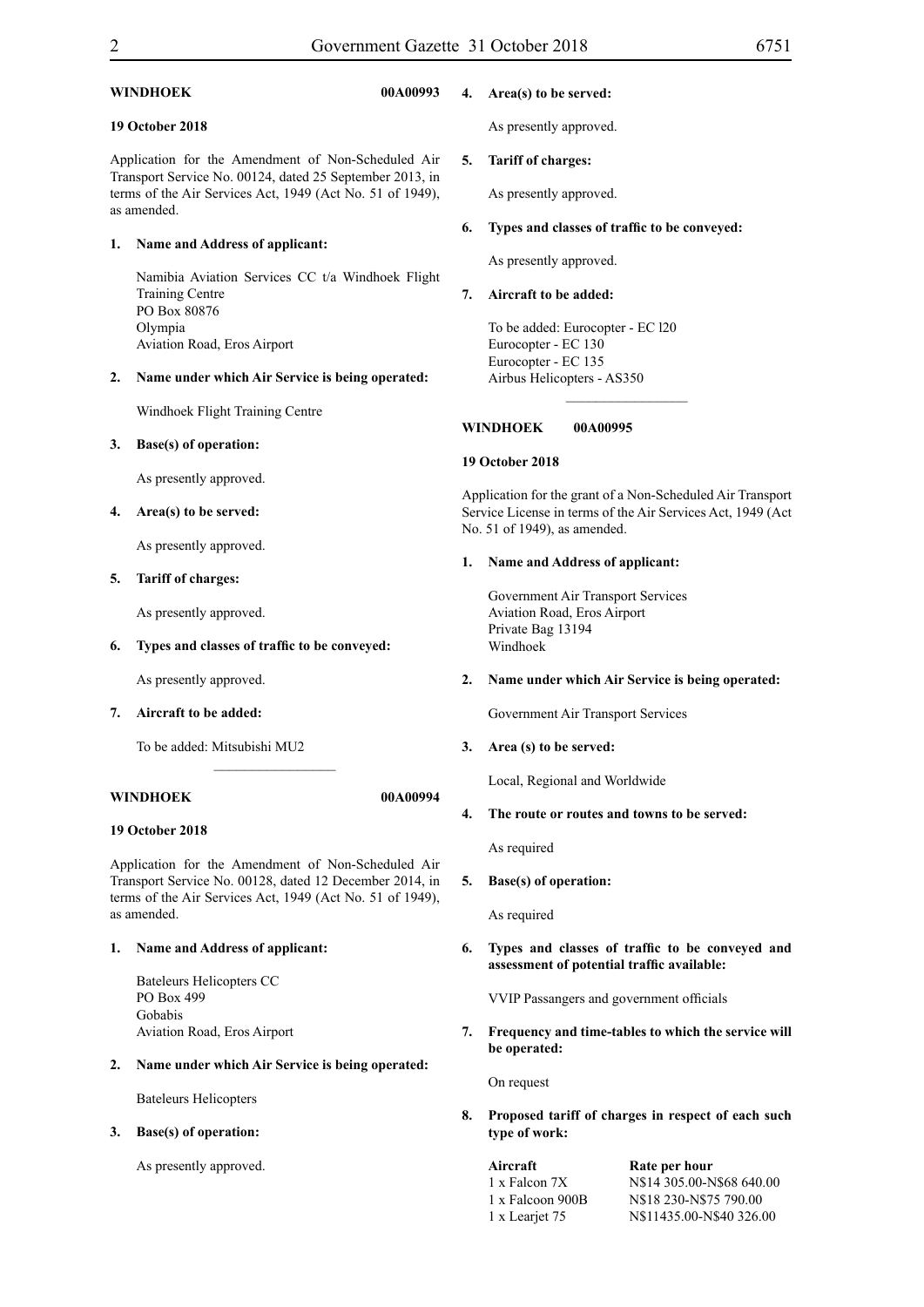**WINDHOEK 00A00993**

**19 October 2018**

Application for the Amendment of Non-Scheduled Air Transport Service No. 00124, dated 25 September 2013, in terms of the Air Services Act, 1949 (Act No. 51 of 1949), as amended.

**1. Name and Address of applicant:**

Namibia Aviation Services CC t/a Windhoek Flight Training Centre
PO Box 80876
Olympia
Aviation Road, Eros Airport

**2. Name under which Air Service is being operated:**

Windhoek Flight Training Centre

**3. Base(s) of operation:**

As presently approved.

**4. Area(s) to be served:**

As presently approved.

**5. Tariff of charges:**

As presently approved.

**6. Types and classes of traffic to be conveyed:**

As presently approved.

**7. Aircraft to be added:**

To be added: Mitsubishi MU2

---

**WINDHOEK 00A00994**

**19 October 2018**

Application for the Amendment of Non-Scheduled Air Transport Service No. 00128, dated 12 December 2014, in terms of the Air Services Act, 1949 (Act No. 51 of 1949), as amended.

**1. Name and Address of applicant:**

Bateleurs Helicopters CC
PO Box 499
Gobabis
Aviation Road, Eros Airport

**2. Name under which Air Service is being operated:**

Bateleurs Helicopters

**3. Base(s) of operation:**

As presently approved.

**4. Area(s) to be served:**

As presently approved.

**5. Tariff of charges:**

As presently approved.

**6. Types and classes of traffic to be conveyed:**

As presently approved.

**7. Aircraft to be added:**

To be added: Eurocopter - EC l20
Eurocopter - EC 130
Eurocopter - EC 135
Airbus Helicopters - AS350

---

**WINDHOEK 00A00995**

**19 October 2018**

Application for the grant of a Non-Scheduled Air Transport Service License in terms of the Air Services Act, 1949 (Act No. 51 of 1949), as amended.

**1. Name and Address of applicant:**

Government Air Transport Services
Aviation Road, Eros Airport
Private Bag 13194
Windhoek

**2. Name under which Air Service is being operated:**

Government Air Transport Services

**3. Area (s) to be served:**

Local, Regional and Worldwide

**4. The route or routes and towns to be served:**

As required

**5. Base(s) of operation:**

As required

**6. Types and classes of traffic to be conveyed and assessment of potential traffic available:**

VVIP Passangers and government officials

**7. Frequency and time-tables to which the service will be operated:**

On request

**8. Proposed tariff of charges in respect of each such type of work:**

| Aircraft | Rate per hour |
|---|---|
| 1 x Falcon 7X | N$14 305.00-N$68 640.00 |
| 1 x Falcoon 900B | N$18 230-N$75 790.00 |
| 1 x Learjet 75 | N$11435.00-N$40 326.00 |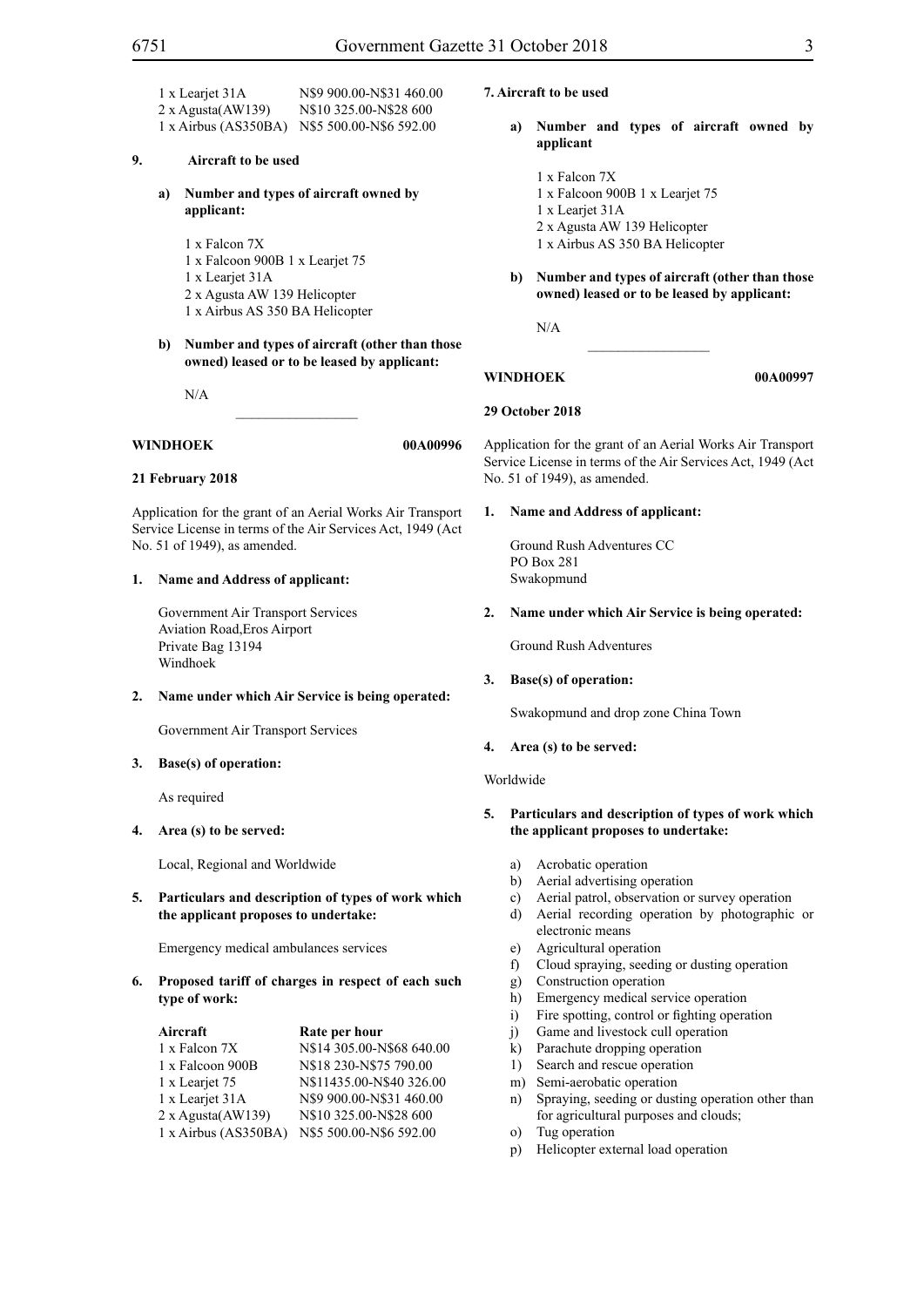| | |
|---|---|
| 1 x Learjet 31A | N$9 900.00-N$31 460.00 |
| 2 x Agusta(AW139) | N$10 325.00-N$28 600 |
| 1 x Airbus (AS350BA) | N$5 500.00-N$6 592.00 |

**9. Aircraft to be used**

**a) Number and types of aircraft owned by applicant:**

1 x Falcon 7X
1 x Falcoon 900B 1 x Learjet 75
1 x Learjet 31A
2 x Agusta AW 139 Helicopter
1 x Airbus AS 350 BA Helicopter

**b) Number and types of aircraft (other than those owned) leased or to be leased by applicant:**

N/A

---

**WINDHOEK 00A00996**

**21 February 2018**

Application for the grant of an Aerial Works Air Transport Service License in terms of the Air Services Act, 1949 (Act No. 51 of 1949), as amended.

**1. Name and Address of applicant:**

Government Air Transport Services
Aviation Road,Eros Airport
Private Bag 13194
Windhoek

**2. Name under which Air Service is being operated:**

Government Air Transport Services

**3. Base(s) of operation:**

As required

**4. Area (s) to be served:**

Local, Regional and Worldwide

**5. Particulars and description of types of work which the applicant proposes to undertake:**

Emergency medical ambulances services

**6. Proposed tariff of charges in respect of each such type of work:**

| Aircraft | Rate per hour |
|---|---|
| 1 x Falcon 7X | N$14 305.00-N$68 640.00 |
| 1 x Falcoon 900B | N$18 230-N$75 790.00 |
| 1 x Learjet 75 | N$11435.00-N$40 326.00 |
| 1 x Learjet 31A | N$9 900.00-N$31 460.00 |
| 2 x Agusta(AW139) | N$10 325.00-N$28 600 |
| 1 x Airbus (AS350BA) | N$5 500.00-N$6 592.00 |

**7. Aircraft to be used**

**a) Number and types of aircraft owned by applicant**

1 x Falcon 7X
1 x Falcoon 900B 1 x Learjet 75
1 x Learjet 31A
2 x Agusta AW 139 Helicopter
1 x Airbus AS 350 BA Helicopter

**b) Number and types of aircraft (other than those owned) leased or to be leased by applicant:**

N/A

---

**WINDHOEK 00A00997**

**29 October 2018**

Application for the grant of an Aerial Works Air Transport Service License in terms of the Air Services Act, 1949 (Act No. 51 of 1949), as amended.

**1. Name and Address of applicant:**

Ground Rush Adventures CC
PO Box 281
Swakopmund

**2. Name under which Air Service is being operated:**

Ground Rush Adventures

**3. Base(s) of operation:**

Swakopmund and drop zone China Town

**4. Area (s) to be served:**

Worldwide

**5. Particulars and description of types of work which the applicant proposes to undertake:**

a) Acrobatic operation
b) Aerial advertising operation
c) Aerial patrol, observation or survey operation
d) Aerial recording operation by photographic or electronic means
e) Agricultural operation
f) Cloud spraying, seeding or dusting operation
g) Construction operation
h) Emergency medical service operation
i) Fire spotting, control or fighting operation
j) Game and livestock cull operation
k) Parachute dropping operation
l) Search and rescue operation
m) Semi-aerobatic operation
n) Spraying, seeding or dusting operation other than for agricultural purposes and clouds;
o) Tug operation
p) Helicopter external load operation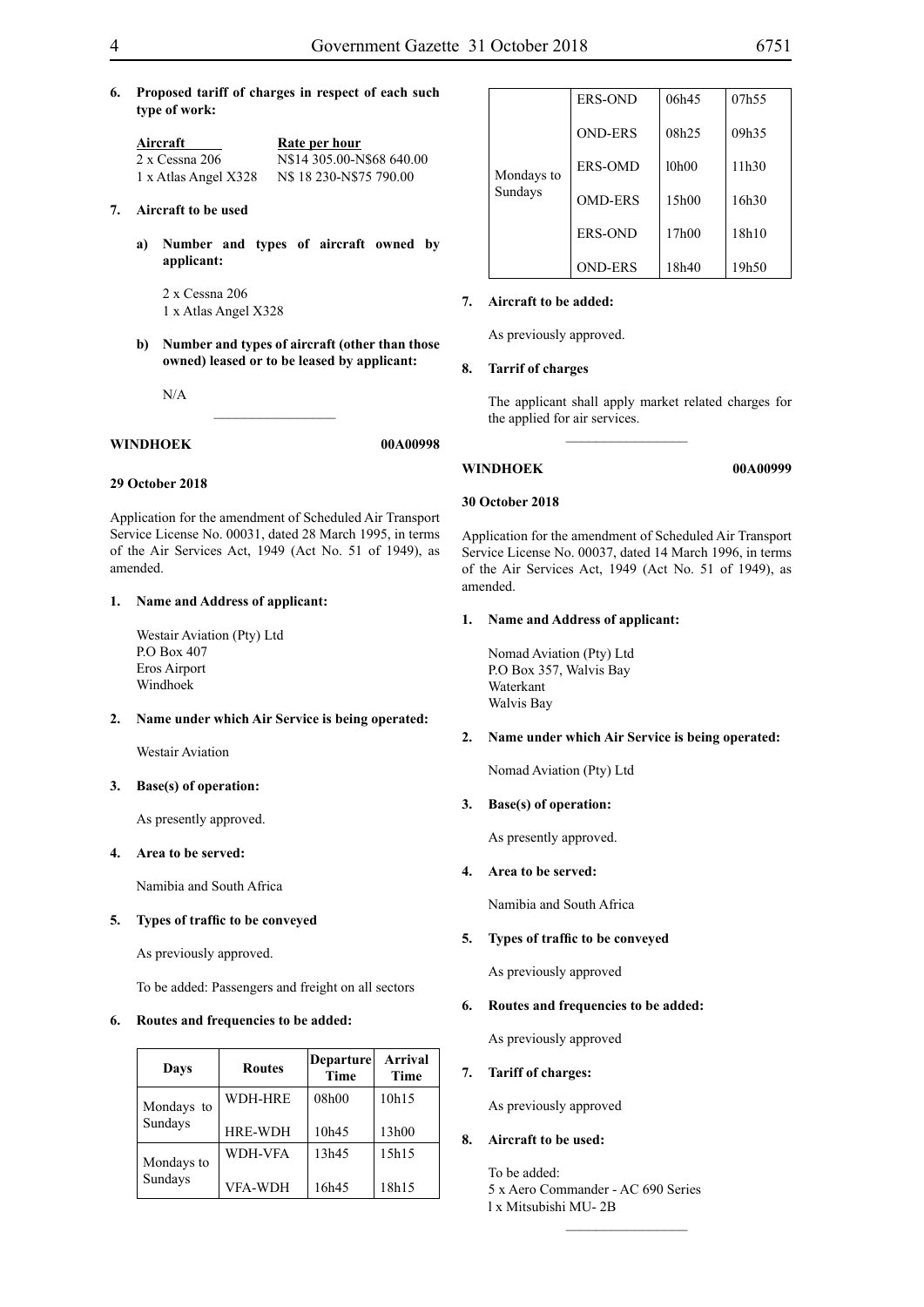**6. Proposed tariff of charges in respect of each such type of work:**

| Aircraft | Rate per hour |
|---|---|
| 2 x Cessna 206 | N$14 305.00-N$68 640.00 |
| 1 x Atlas Angel X328 | N$ 18 230-N$75 790.00 |

**7. Aircraft to be used**

**a) Number and types of aircraft owned by applicant:**

2 x Cessna 206
1 x Atlas Angel X328

**b) Number and types of aircraft (other than those owned) leased or to be leased by applicant:**

N/A

---

**WINDHOEK 00A00998**

**29 October 2018**

Application for the amendment of Scheduled Air Transport Service License No. 00031, dated 28 March 1995, in terms of the Air Services Act, 1949 (Act No. 51 of 1949), as amended.

**1. Name and Address of applicant:**

Westair Aviation (Pty) Ltd
P.O Box 407
Eros Airport
Windhoek

**2. Name under which Air Service is being operated:**

Westair Aviation

**3. Base(s) of operation:**

As presently approved.

**4. Area to be served:**

Namibia and South Africa

**5. Types of traffic to be conveyed**

As previously approved.

To be added: Passengers and freight on all sectors

**6. Routes and frequencies to be added:**

| Days | Routes | Departure Time | Arrival Time |
|---|---|---|---|
| Mondays to Sundays | WDH-HRE | 08h00 | 10h15 |
| | HRE-WDH | 10h45 | 13h00 |
| Mondays to Sundays | WDH-VFA | 13h45 | 15h15 |
| | VFA-WDH | 16h45 | 18h15 |
| Mondays to Sundays | ERS-OND | 06h45 | 07h55 |
| | OND-ERS | 08h25 | 09h35 |
| | ERS-OMD | l0h00 | 11h30 |
| | OMD-ERS | 15h00 | 16h30 |
| | ERS-OND | 17h00 | 18h10 |
| | OND-ERS | 18h40 | 19h50 |

**7. Aircraft to be added:**

As previously approved.

**8. Tarrif of charges**

The applicant shall apply market related charges for the applied for air services.

---

**WINDHOEK 00A00999**

**30 October 2018**

Application for the amendment of Scheduled Air Transport Service License No. 00037, dated 14 March 1996, in terms of the Air Services Act, 1949 (Act No. 51 of 1949), as amended.

**1. Name and Address of applicant:**

Nomad Aviation (Pty) Ltd
P.O Box 357, Walvis Bay
Waterkant
Walvis Bay

**2. Name under which Air Service is being operated:**

Nomad Aviation (Pty) Ltd

**3. Base(s) of operation:**

As presently approved.

**4. Area to be served:**

Namibia and South Africa

**5. Types of traffic to be conveyed**

As previously approved

**6. Routes and frequencies to be added:**

As previously approved

**7. Tariff of charges:**

As previously approved

**8. Aircraft to be used:**

To be added:
5 x Aero Commander - AC 690 Series
l x Mitsubishi MU- 2B

---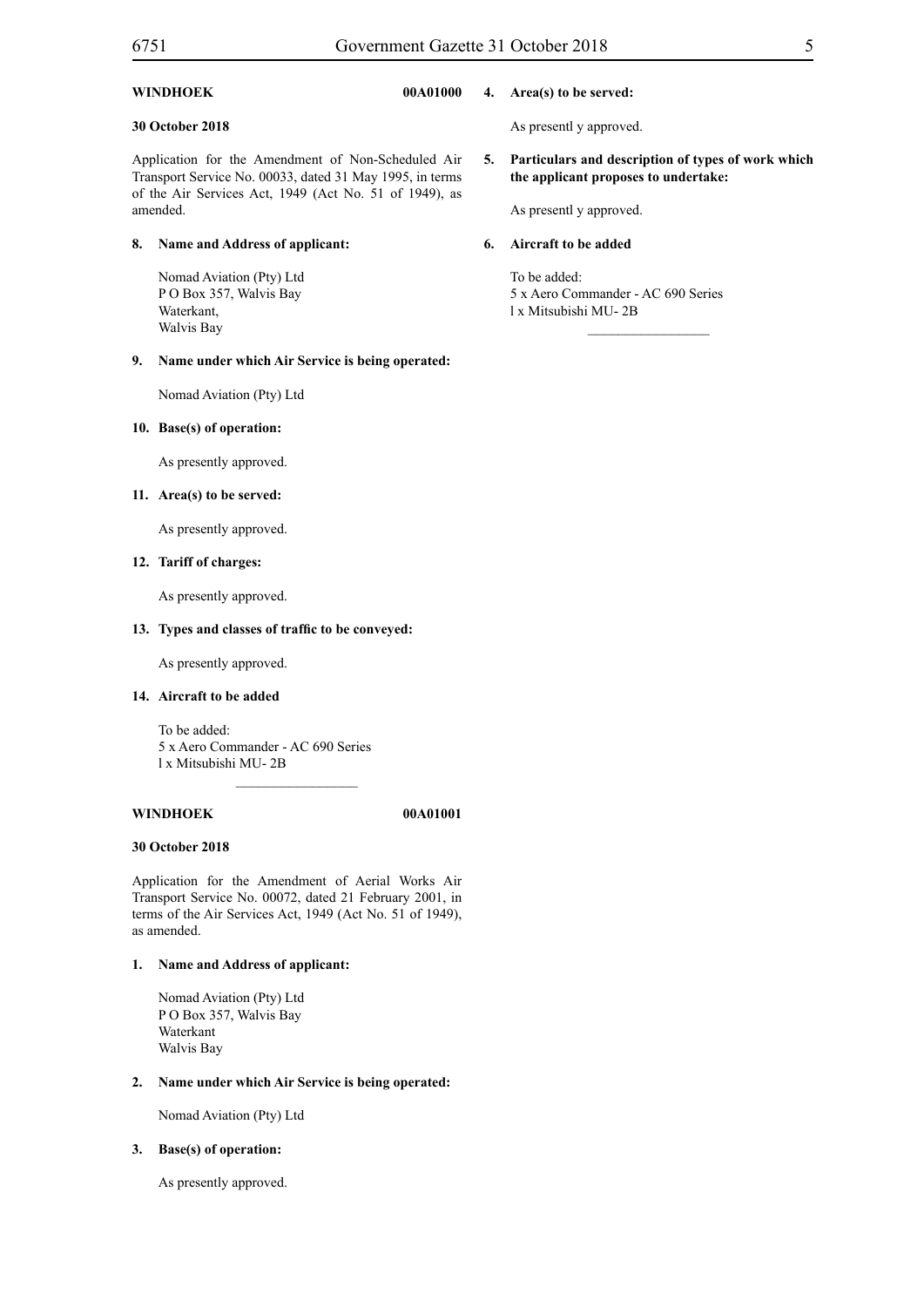**WINDHOEK** **00A01000**

**30 October 2018**

Application for the Amendment of Non-Scheduled Air Transport Service No. 00033, dated 31 May 1995, in terms of the Air Services Act, 1949 (Act No. 51 of 1949), as amended.

**8. Name and Address of applicant:**

Nomad Aviation (Pty) Ltd
P O Box 357, Walvis Bay
Waterkant,
Walvis Bay

**9. Name under which Air Service is being operated:**

Nomad Aviation (Pty) Ltd

**10. Base(s) of operation:**

As presently approved.

**11. Area(s) to be served:**

As presently approved.

**12. Tariff of charges:**

As presently approved.

**13. Types and classes of traffic to be conveyed:**

As presently approved.

**14. Aircraft to be added**

To be added:
5 x Aero Commander - AC 690 Series
l x Mitsubishi MU- 2B

________________

**WINDHOEK** **00A01001**

**30 October 2018**

Application for the Amendment of Aerial Works Air Transport Service No. 00072, dated 21 February 2001, in terms of the Air Services Act, 1949 (Act No. 51 of 1949), as amended.

**1. Name and Address of applicant:**

Nomad Aviation (Pty) Ltd
P O Box 357, Walvis Bay
Waterkant
Walvis Bay

**2. Name under which Air Service is being operated:**

Nomad Aviation (Pty) Ltd

**3. Base(s) of operation:**

As presently approved.

**4. Area(s) to be served:**

As presentl y approved.

**5. Particulars and description of types of work which the applicant proposes to undertake:**

As presentl y approved.

**6. Aircraft to be added**

To be added:
5 x Aero Commander - AC 690 Series
l x Mitsubishi MU- 2B

________________